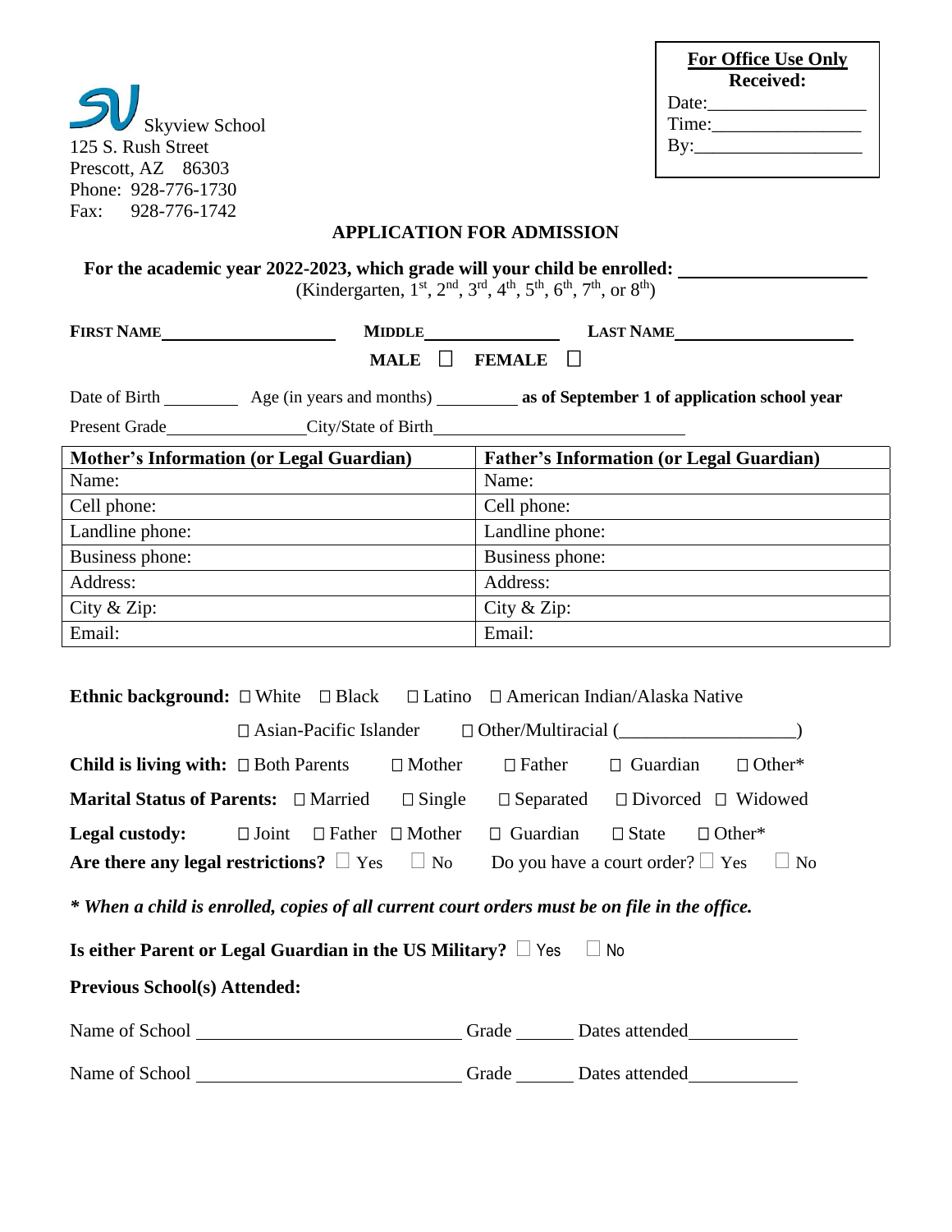**For Office Use Only**
**Received:**
Date:_________________
Time:________________
By:__________________

Skyview School
125 S. Rush Street
Prescott, AZ 86303
Phone: 928-776-1730
Fax: 928-776-1742

## APPLICATION FOR ADMISSION

**For the academic year 2022-2023, which grade will your child be enrolled:** ____________________
(Kindergarten, 1st, 2nd, 3rd, 4th, 5th, 6th, 7th, or 8th)

**FIRST NAME**____________________ **MIDDLE**_______________ **LAST NAME**____________________

**MALE** ☐ **FEMALE** ☐

Date of Birth _________ Age (in years and months) _________ **as of September 1 of application school year**

Present Grade________________City/State of Birth_____________________________

| Mother's Information (or Legal Guardian) | Father's Information (or Legal Guardian) |
|---|---|
| Name: | Name: |
| Cell phone: | Cell phone: |
| Landline phone: | Landline phone: |
| Business phone: | Business phone: |
| Address: | Address: |
| City & Zip: | City & Zip: |
| Email: | Email: |

**Ethnic background:** ☐ White ☐ Black ☐ Latino ☐ American Indian/Alaska Native
☐ Asian-Pacific Islander ☐ Other/Multiracial (___________________)

**Child is living with:** ☐ Both Parents ☐ Mother ☐ Father ☐ Guardian ☐ Other*

**Marital Status of Parents:** ☐ Married ☐ Single ☐ Separated ☐ Divorced ☐ Widowed

**Legal custody:** ☐ Joint ☐ Father ☐ Mother ☐ Guardian ☐ State ☐ Other*

**Are there any legal restrictions?** ☐ Yes ☐ No Do you have a court order? ☐ Yes ☐ No

***\* When a child is enrolled, copies of all current court orders must be on file in the office.***

**Is either Parent or Legal Guardian in the US Military?** ☐ Yes ☐ No

**Previous School(s) Attended:**

Name of School _____________________________ Grade ______ Dates attended____________

Name of School _____________________________ Grade ______ Dates attended____________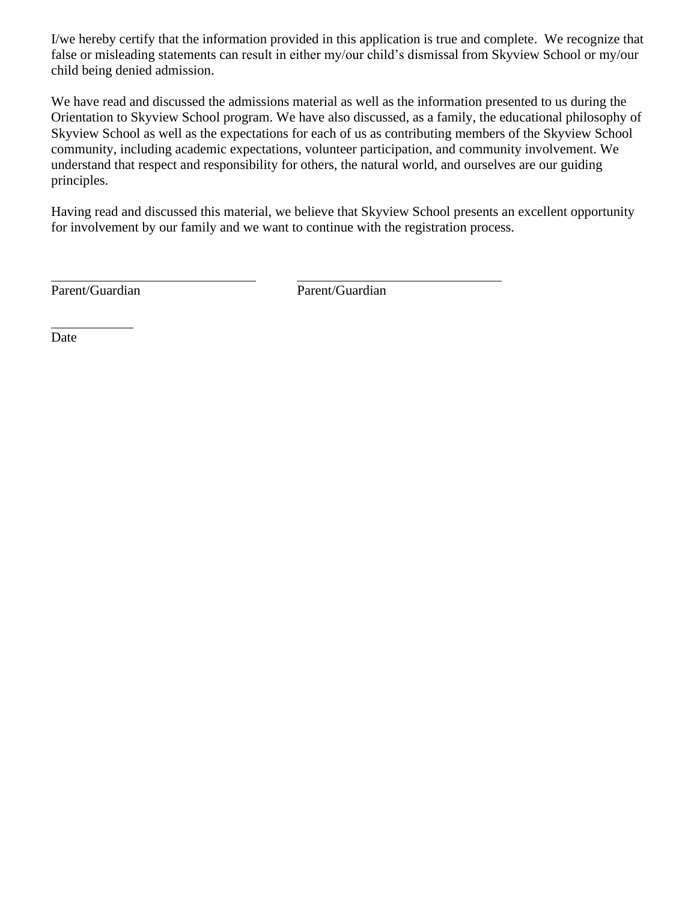I/we hereby certify that the information provided in this application is true and complete. We recognize that false or misleading statements can result in either my/our child's dismissal from Skyview School or my/our child being denied admission.

We have read and discussed the admissions material as well as the information presented to us during the Orientation to Skyview School program. We have also discussed, as a family, the educational philosophy of Skyview School as well as the expectations for each of us as contributing members of the Skyview School community, including academic expectations, volunteer participation, and community involvement. We understand that respect and responsibility for others, the natural world, and ourselves are our guiding principles.

Having read and discussed this material, we believe that Skyview School presents an excellent opportunity for involvement by our family and we want to continue with the registration process.

\_\_\_\_\_\_\_\_\_\_\_\_\_\_\_\_\_\_\_\_\_\_\_\_\_\_\_\_ \_\_\_\_\_\_\_\_\_\_\_\_\_\_\_\_\_\_\_\_\_\_\_\_\_\_\_\_

Parent/Guardian Parent/Guardian

\_\_\_\_\_\_\_\_\_\_\_\_

Date